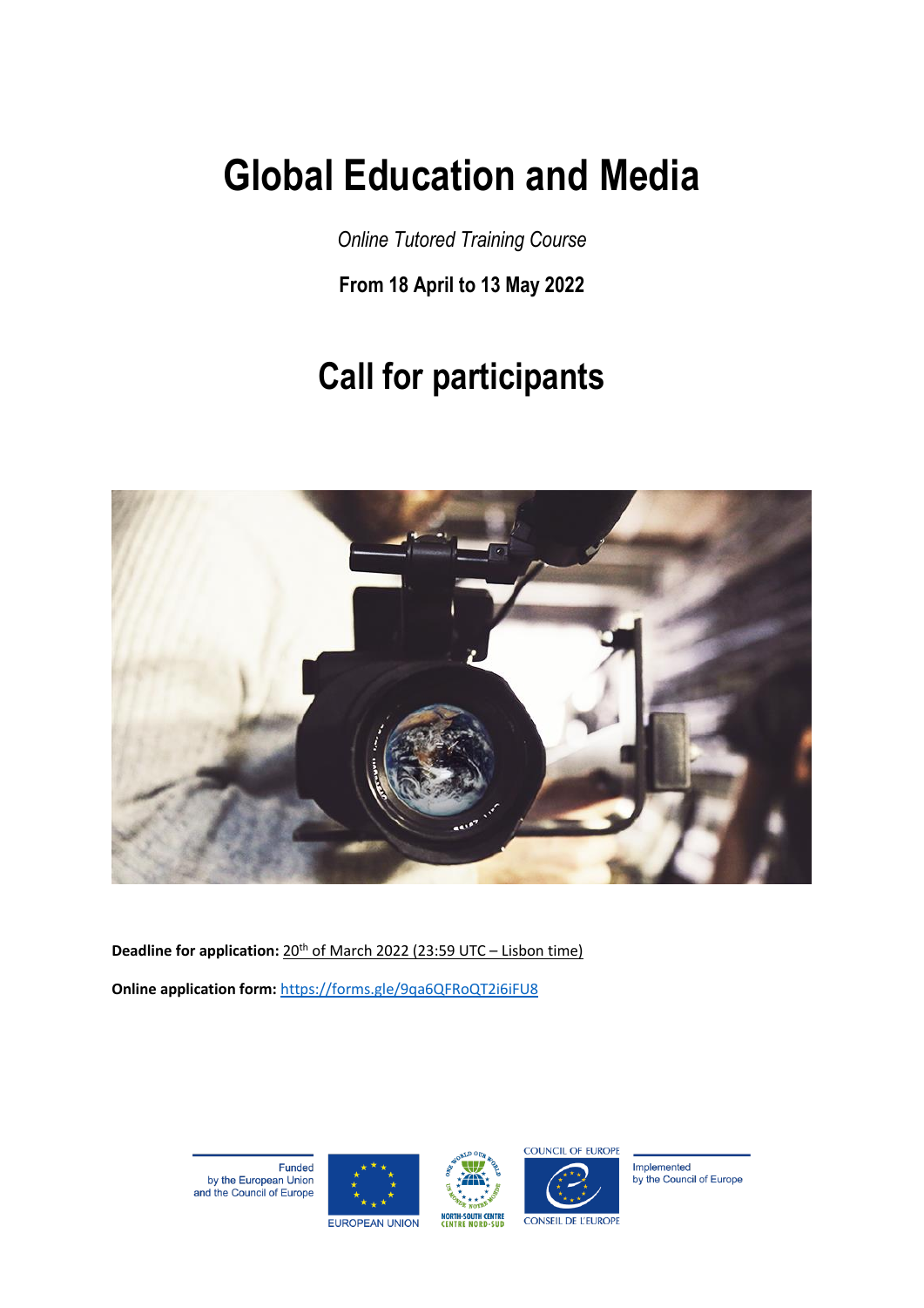# Global Education and Media

*Online Tutored Training Course*

**From 18 April to 13 May 2022**

## Call for participants

**Deadline for application:** 20th of March 2022 (23:59 UTC – Lisbon time)

**Online application form:** https://forms.gle/9qa6QFRoQT2i6iFU8

Funded by the European Union and the Council of Europe

EUROPEAN UNION

NORTH-SOUTH CENTRE
CENTRE NORD-SUD

COUNCIL OF EUROPE
CONSEIL DE L'EUROPE

Implemented by the Council of Europe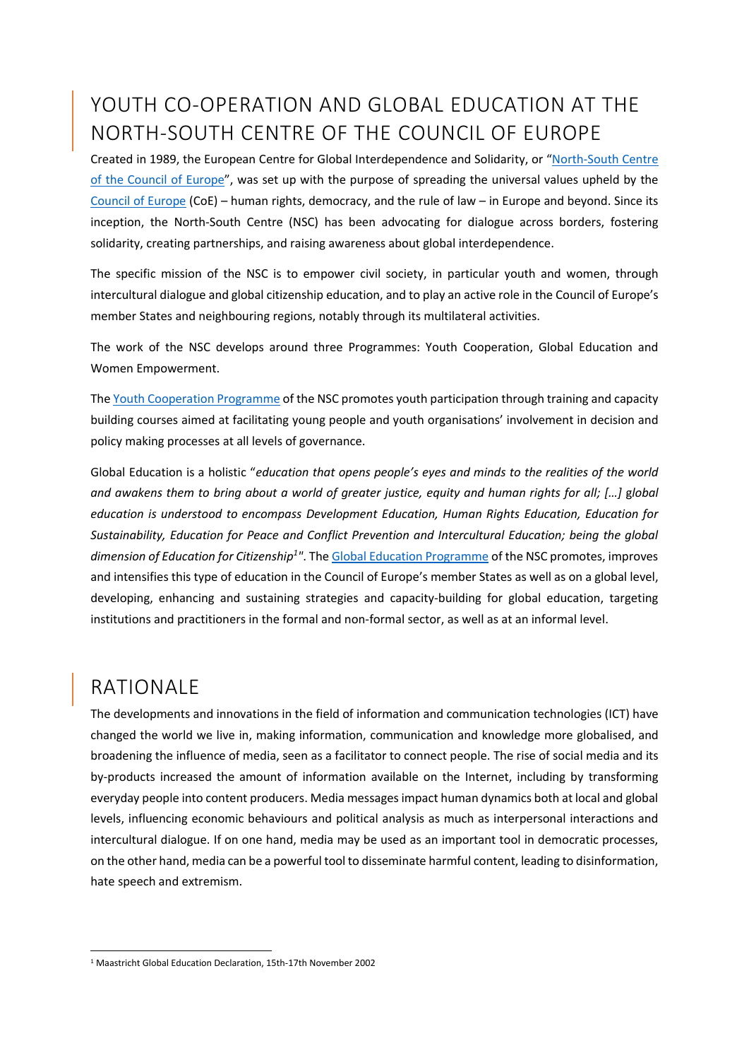# YOUTH CO-OPERATION AND GLOBAL EDUCATION AT THE NORTH-SOUTH CENTRE OF THE COUNCIL OF EUROPE

Created in 1989, the European Centre for Global Interdependence and Solidarity, or "North-South Centre of the Council of Europe", was set up with the purpose of spreading the universal values upheld by the Council of Europe (CoE) – human rights, democracy, and the rule of law – in Europe and beyond. Since its inception, the North-South Centre (NSC) has been advocating for dialogue across borders, fostering solidarity, creating partnerships, and raising awareness about global interdependence.

The specific mission of the NSC is to empower civil society, in particular youth and women, through intercultural dialogue and global citizenship education, and to play an active role in the Council of Europe's member States and neighbouring regions, notably through its multilateral activities.

The work of the NSC develops around three Programmes: Youth Cooperation, Global Education and Women Empowerment.

The Youth Cooperation Programme of the NSC promotes youth participation through training and capacity building courses aimed at facilitating young people and youth organisations' involvement in decision and policy making processes at all levels of governance.

Global Education is a holistic "*education that opens people's eyes and minds to the realities of the world and awakens them to bring about a world of greater justice, equity and human rights for all; […] global education is understood to encompass Development Education, Human Rights Education, Education for Sustainability, Education for Peace and Conflict Prevention and Intercultural Education; being the global dimension of Education for Citizenship*[1]". The Global Education Programme of the NSC promotes, improves and intensifies this type of education in the Council of Europe's member States as well as on a global level, developing, enhancing and sustaining strategies and capacity-building for global education, targeting institutions and practitioners in the formal and non-formal sector, as well as at an informal level.

# RATIONALE

The developments and innovations in the field of information and communication technologies (ICT) have changed the world we live in, making information, communication and knowledge more globalised, and broadening the influence of media, seen as a facilitator to connect people. The rise of social media and its by-products increased the amount of information available on the Internet, including by transforming everyday people into content producers. Media messages impact human dynamics both at local and global levels, influencing economic behaviours and political analysis as much as interpersonal interactions and intercultural dialogue. If on one hand, media may be used as an important tool in democratic processes, on the other hand, media can be a powerful tool to disseminate harmful content, leading to disinformation, hate speech and extremism.

[1] Maastricht Global Education Declaration, 15th-17th November 2002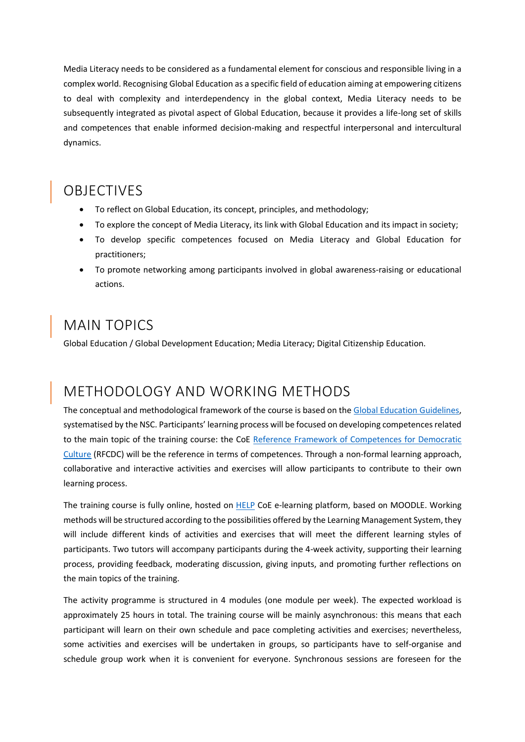Media Literacy needs to be considered as a fundamental element for conscious and responsible living in a complex world. Recognising Global Education as a specific field of education aiming at empowering citizens to deal with complexity and interdependency in the global context, Media Literacy needs to be subsequently integrated as pivotal aspect of Global Education, because it provides a life-long set of skills and competences that enable informed decision-making and respectful interpersonal and intercultural dynamics.

## OBJECTIVES

- To reflect on Global Education, its concept, principles, and methodology;
- To explore the concept of Media Literacy, its link with Global Education and its impact in society;
- To develop specific competences focused on Media Literacy and Global Education for practitioners;
- To promote networking among participants involved in global awareness-raising or educational actions.

## MAIN TOPICS

Global Education / Global Development Education; Media Literacy; Digital Citizenship Education.

## METHODOLOGY AND WORKING METHODS

The conceptual and methodological framework of the course is based on the Global Education Guidelines, systematised by the NSC. Participants' learning process will be focused on developing competences related to the main topic of the training course: the CoE Reference Framework of Competences for Democratic Culture (RFCDC) will be the reference in terms of competences. Through a non-formal learning approach, collaborative and interactive activities and exercises will allow participants to contribute to their own learning process.

The training course is fully online, hosted on HELP CoE e-learning platform, based on MOODLE. Working methods will be structured according to the possibilities offered by the Learning Management System, they will include different kinds of activities and exercises that will meet the different learning styles of participants. Two tutors will accompany participants during the 4-week activity, supporting their learning process, providing feedback, moderating discussion, giving inputs, and promoting further reflections on the main topics of the training.

The activity programme is structured in 4 modules (one module per week). The expected workload is approximately 25 hours in total. The training course will be mainly asynchronous: this means that each participant will learn on their own schedule and pace completing activities and exercises; nevertheless, some activities and exercises will be undertaken in groups, so participants have to self-organise and schedule group work when it is convenient for everyone. Synchronous sessions are foreseen for the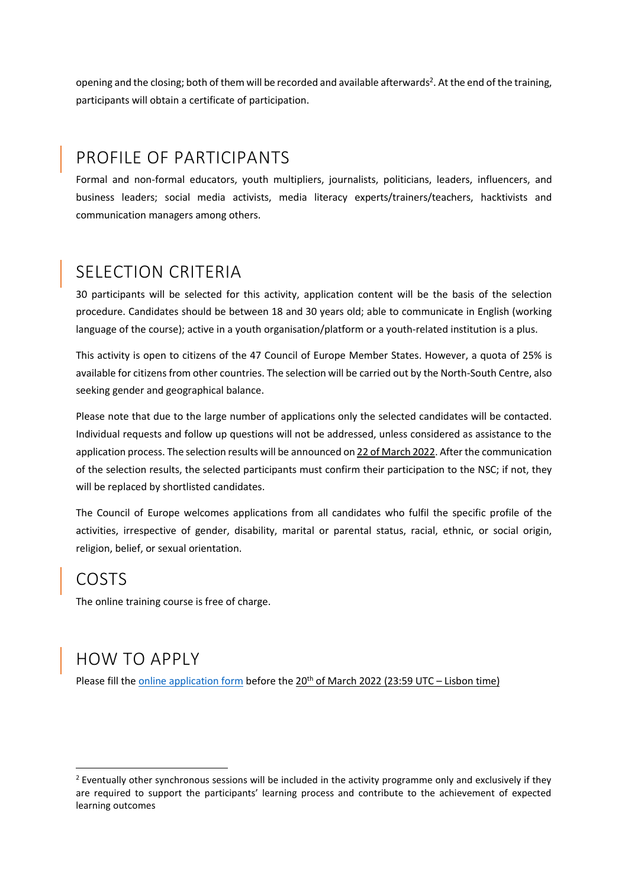opening and the closing; both of them will be recorded and available afterwards[2]. At the end of the training, participants will obtain a certificate of participation.

## PROFILE OF PARTICIPANTS

Formal and non-formal educators, youth multipliers, journalists, politicians, leaders, influencers, and business leaders; social media activists, media literacy experts/trainers/teachers, hacktivists and communication managers among others.

## SELECTION CRITERIA

30 participants will be selected for this activity, application content will be the basis of the selection procedure. Candidates should be between 18 and 30 years old; able to communicate in English (working language of the course); active in a youth organisation/platform or a youth-related institution is a plus.

This activity is open to citizens of the 47 Council of Europe Member States. However, a quota of 25% is available for citizens from other countries. The selection will be carried out by the North-South Centre, also seeking gender and geographical balance.

Please note that due to the large number of applications only the selected candidates will be contacted. Individual requests and follow up questions will not be addressed, unless considered as assistance to the application process. The selection results will be announced on 22 of March 2022. After the communication of the selection results, the selected participants must confirm their participation to the NSC; if not, they will be replaced by shortlisted candidates.

The Council of Europe welcomes applications from all candidates who fulfil the specific profile of the activities, irrespective of gender, disability, marital or parental status, racial, ethnic, or social origin, religion, belief, or sexual orientation.

## COSTS

The online training course is free of charge.

## HOW TO APPLY

Please fill the online application form before the 20th of March 2022 (23:59 UTC – Lisbon time)

---

[2] Eventually other synchronous sessions will be included in the activity programme only and exclusively if they are required to support the participants' learning process and contribute to the achievement of expected learning outcomes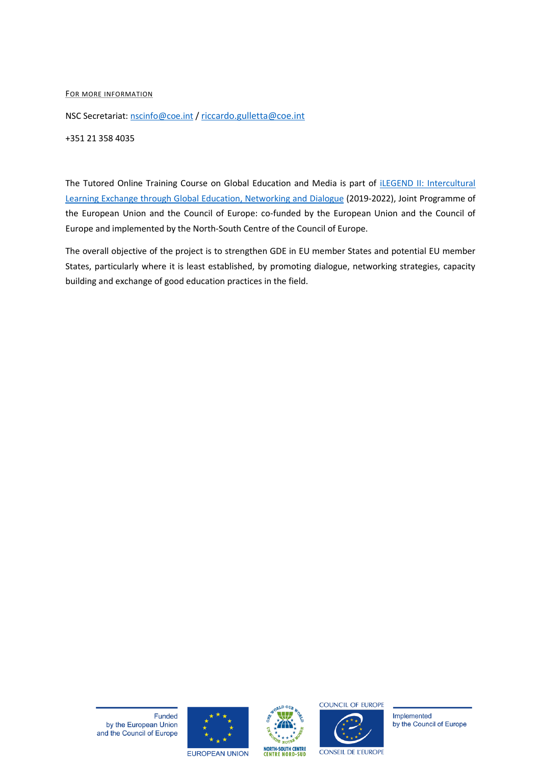For more information

NSC Secretariat: nscinfo@coe.int / riccardo.gulletta@coe.int

+351 21 358 4035

The Tutored Online Training Course on Global Education and Media is part of iLEGEND II: Intercultural Learning Exchange through Global Education, Networking and Dialogue (2019-2022), Joint Programme of the European Union and the Council of Europe: co-funded by the European Union and the Council of Europe and implemented by the North-South Centre of the Council of Europe.

The overall objective of the project is to strengthen GDE in EU member States and potential EU member States, particularly where it is least established, by promoting dialogue, networking strategies, capacity building and exchange of good education practices in the field.

Funded by the European Union and the Council of Europe

EUROPEAN UNION

NORTH-SOUTH CENTRE CENTRE NORD-SUD

COUNCIL OF EUROPE CONSEIL DE L'EUROPE

Implemented by the Council of Europe